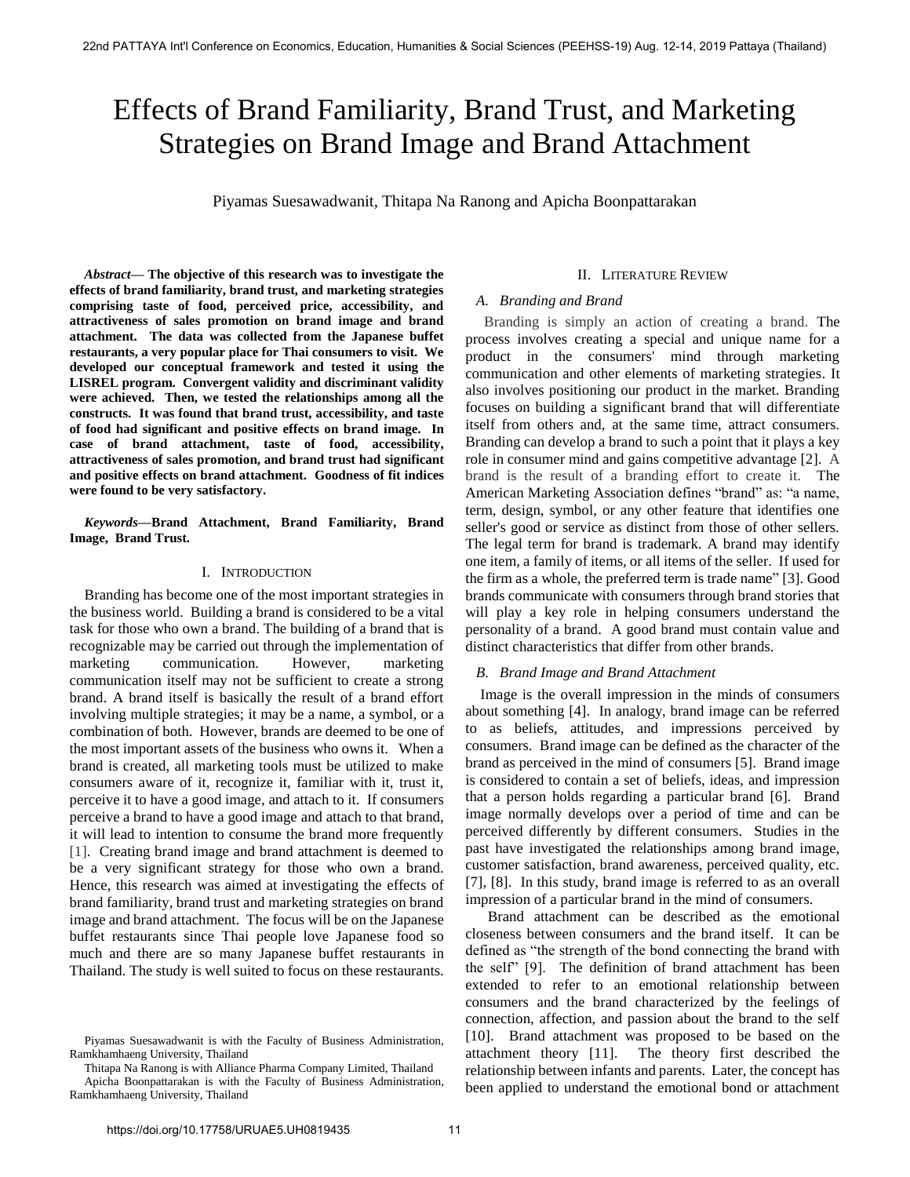# Effects of Brand Familiarity, Brand Trust, and Marketing Strategies on Brand Image and Brand Attachment

Piyamas Suesawadwanit, Thitapa Na Ranong and Apicha Boonpattarakan

***Abstract*— The objective of this research was to investigate the effects of brand familiarity, brand trust, and marketing strategies comprising taste of food, perceived price, accessibility, and attractiveness of sales promotion on brand image and brand attachment. The data was collected from the Japanese buffet restaurants, a very popular place for Thai consumers to visit. We developed our conceptual framework and tested it using the LISREL program. Convergent validity and discriminant validity were achieved. Then, we tested the relationships among all the constructs. It was found that brand trust, accessibility, and taste of food had significant and positive effects on brand image. In case of brand attachment, taste of food, accessibility, attractiveness of sales promotion, and brand trust had significant and positive effects on brand attachment. Goodness of fit indices were found to be very satisfactory.**

***Keywords*—Brand Attachment, Brand Familiarity, Brand Image, Brand Trust.**

## I. Introduction

Branding has become one of the most important strategies in the business world. Building a brand is considered to be a vital task for those who own a brand. The building of a brand that is recognizable may be carried out through the implementation of marketing communication. However, marketing communication itself may not be sufficient to create a strong brand. A brand itself is basically the result of a brand effort involving multiple strategies; it may be a name, a symbol, or a combination of both. However, brands are deemed to be one of the most important assets of the business who owns it. When a brand is created, all marketing tools must be utilized to make consumers aware of it, recognize it, familiar with it, trust it, perceive it to have a good image, and attach to it. If consumers perceive a brand to have a good image and attach to that brand, it will lead to intention to consume the brand more frequently [1]. Creating brand image and brand attachment is deemed to be a very significant strategy for those who own a brand. Hence, this research was aimed at investigating the effects of brand familiarity, brand trust and marketing strategies on brand image and brand attachment. The focus will be on the Japanese buffet restaurants since Thai people love Japanese food so much and there are so many Japanese buffet restaurants in Thailand. The study is well suited to focus on these restaurants.

Piyamas Suesawadwanit is with the Faculty of Business Administration, Ramkhamhaeng University, Thailand

Thitapa Na Ranong is with Alliance Pharma Company Limited, Thailand

Apicha Boonpattarakan is with the Faculty of Business Administration, Ramkhamhaeng University, Thailand

## II. Literature Review

### A. Branding and Brand

Branding is simply an action of creating a brand. The process involves creating a special and unique name for a product in the consumers' mind through marketing communication and other elements of marketing strategies. It also involves positioning our product in the market. Branding focuses on building a significant brand that will differentiate itself from others and, at the same time, attract consumers. Branding can develop a brand to such a point that it plays a key role in consumer mind and gains competitive advantage [2]. A brand is the result of a branding effort to create it. The American Marketing Association defines "brand" as: "a name, term, design, symbol, or any other feature that identifies one seller's good or service as distinct from those of other sellers. The legal term for brand is trademark. A brand may identify one item, a family of items, or all items of the seller. If used for the firm as a whole, the preferred term is trade name" [3]. Good brands communicate with consumers through brand stories that will play a key role in helping consumers understand the personality of a brand. A good brand must contain value and distinct characteristics that differ from other brands.

### B. Brand Image and Brand Attachment

Image is the overall impression in the minds of consumers about something [4]. In analogy, brand image can be referred to as beliefs, attitudes, and impressions perceived by consumers. Brand image can be defined as the character of the brand as perceived in the mind of consumers [5]. Brand image is considered to contain a set of beliefs, ideas, and impression that a person holds regarding a particular brand [6]. Brand image normally develops over a period of time and can be perceived differently by different consumers. Studies in the past have investigated the relationships among brand image, customer satisfaction, brand awareness, perceived quality, etc. [7], [8]. In this study, brand image is referred to as an overall impression of a particular brand in the mind of consumers.

Brand attachment can be described as the emotional closeness between consumers and the brand itself. It can be defined as "the strength of the bond connecting the brand with the self" [9]. The definition of brand attachment has been extended to refer to an emotional relationship between consumers and the brand characterized by the feelings of connection, affection, and passion about the brand to the self [10]. Brand attachment was proposed to be based on the attachment theory [11]. The theory first described the relationship between infants and parents. Later, the concept has been applied to understand the emotional bond or attachment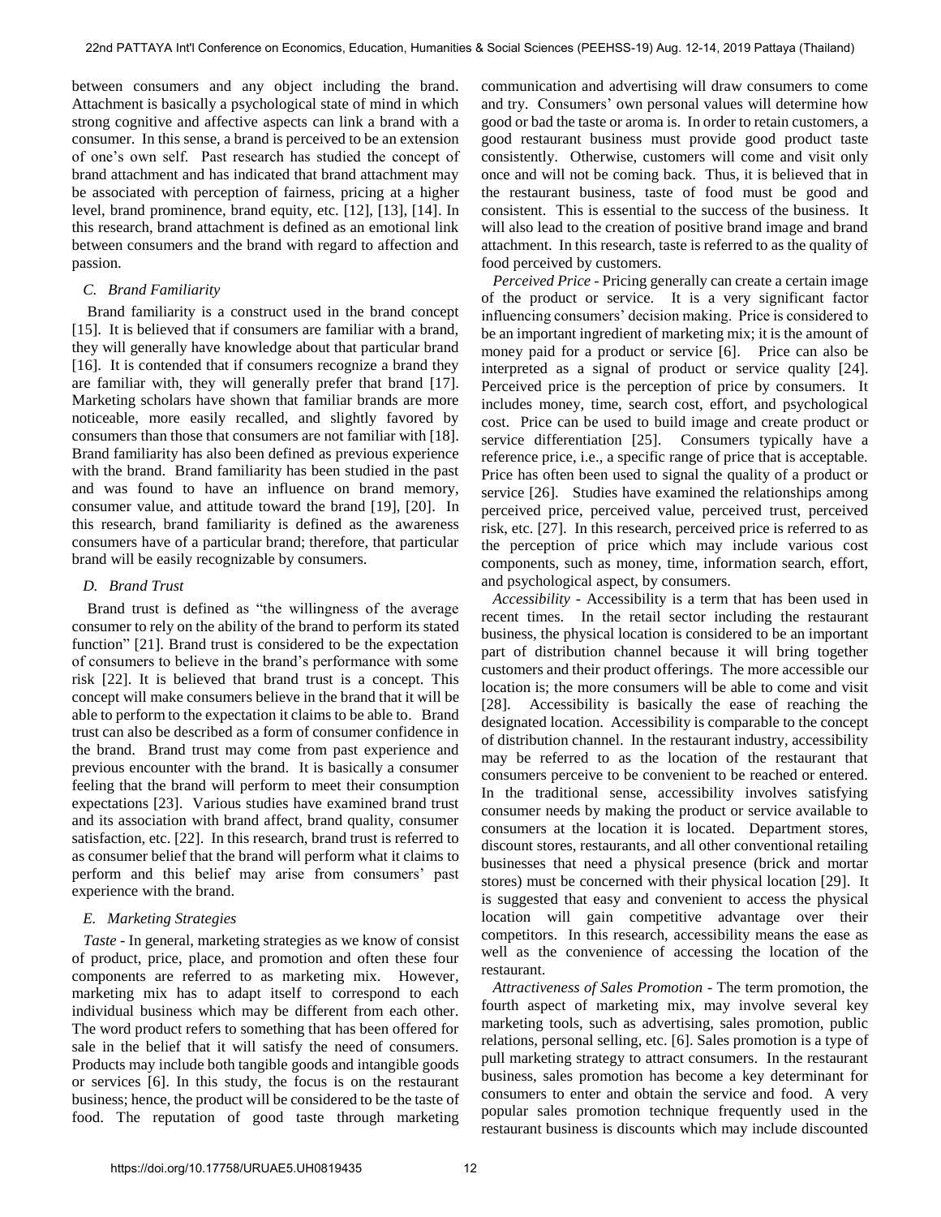between consumers and any object including the brand. Attachment is basically a psychological state of mind in which strong cognitive and affective aspects can link a brand with a consumer. In this sense, a brand is perceived to be an extension of one's own self. Past research has studied the concept of brand attachment and has indicated that brand attachment may be associated with perception of fairness, pricing at a higher level, brand prominence, brand equity, etc. [12], [13], [14]. In this research, brand attachment is defined as an emotional link between consumers and the brand with regard to affection and passion.

### *C. Brand Familiarity*

Brand familiarity is a construct used in the brand concept [15]. It is believed that if consumers are familiar with a brand, they will generally have knowledge about that particular brand [16]. It is contended that if consumers recognize a brand they are familiar with, they will generally prefer that brand [17]. Marketing scholars have shown that familiar brands are more noticeable, more easily recalled, and slightly favored by consumers than those that consumers are not familiar with [18]. Brand familiarity has also been defined as previous experience with the brand. Brand familiarity has been studied in the past and was found to have an influence on brand memory, consumer value, and attitude toward the brand [19], [20]. In this research, brand familiarity is defined as the awareness consumers have of a particular brand; therefore, that particular brand will be easily recognizable by consumers.

### *D. Brand Trust*

Brand trust is defined as "the willingness of the average consumer to rely on the ability of the brand to perform its stated function" [21]. Brand trust is considered to be the expectation of consumers to believe in the brand's performance with some risk [22]. It is believed that brand trust is a concept. This concept will make consumers believe in the brand that it will be able to perform to the expectation it claims to be able to. Brand trust can also be described as a form of consumer confidence in the brand. Brand trust may come from past experience and previous encounter with the brand. It is basically a consumer feeling that the brand will perform to meet their consumption expectations [23]. Various studies have examined brand trust and its association with brand affect, brand quality, consumer satisfaction, etc. [22]. In this research, brand trust is referred to as consumer belief that the brand will perform what it claims to perform and this belief may arise from consumers' past experience with the brand.

### *E. Marketing Strategies*

*Taste* - In general, marketing strategies as we know of consist of product, price, place, and promotion and often these four components are referred to as marketing mix. However, marketing mix has to adapt itself to correspond to each individual business which may be different from each other. The word product refers to something that has been offered for sale in the belief that it will satisfy the need of consumers. Products may include both tangible goods and intangible goods or services [6]. In this study, the focus is on the restaurant business; hence, the product will be considered to be the taste of food. The reputation of good taste through marketing communication and advertising will draw consumers to come and try. Consumers' own personal values will determine how good or bad the taste or aroma is. In order to retain customers, a good restaurant business must provide good product taste consistently. Otherwise, customers will come and visit only once and will not be coming back. Thus, it is believed that in the restaurant business, taste of food must be good and consistent. This is essential to the success of the business. It will also lead to the creation of positive brand image and brand attachment. In this research, taste is referred to as the quality of food perceived by customers.

*Perceived Price* - Pricing generally can create a certain image of the product or service. It is a very significant factor influencing consumers' decision making. Price is considered to be an important ingredient of marketing mix; it is the amount of money paid for a product or service [6]. Price can also be interpreted as a signal of product or service quality [24]. Perceived price is the perception of price by consumers. It includes money, time, search cost, effort, and psychological cost. Price can be used to build image and create product or service differentiation [25]. Consumers typically have a reference price, i.e., a specific range of price that is acceptable. Price has often been used to signal the quality of a product or service [26]. Studies have examined the relationships among perceived price, perceived value, perceived trust, perceived risk, etc. [27]. In this research, perceived price is referred to as the perception of price which may include various cost components, such as money, time, information search, effort, and psychological aspect, by consumers.

*Accessibility* - Accessibility is a term that has been used in recent times. In the retail sector including the restaurant business, the physical location is considered to be an important part of distribution channel because it will bring together customers and their product offerings. The more accessible our location is; the more consumers will be able to come and visit [28]. Accessibility is basically the ease of reaching the designated location. Accessibility is comparable to the concept of distribution channel. In the restaurant industry, accessibility may be referred to as the location of the restaurant that consumers perceive to be convenient to be reached or entered. In the traditional sense, accessibility involves satisfying consumer needs by making the product or service available to consumers at the location it is located. Department stores, discount stores, restaurants, and all other conventional retailing businesses that need a physical presence (brick and mortar stores) must be concerned with their physical location [29]. It is suggested that easy and convenient to access the physical location will gain competitive advantage over their competitors. In this research, accessibility means the ease as well as the convenience of accessing the location of the restaurant.

*Attractiveness of Sales Promotion* - The term promotion, the fourth aspect of marketing mix, may involve several key marketing tools, such as advertising, sales promotion, public relations, personal selling, etc. [6]. Sales promotion is a type of pull marketing strategy to attract consumers. In the restaurant business, sales promotion has become a key determinant for consumers to enter and obtain the service and food. A very popular sales promotion technique frequently used in the restaurant business is discounts which may include discounted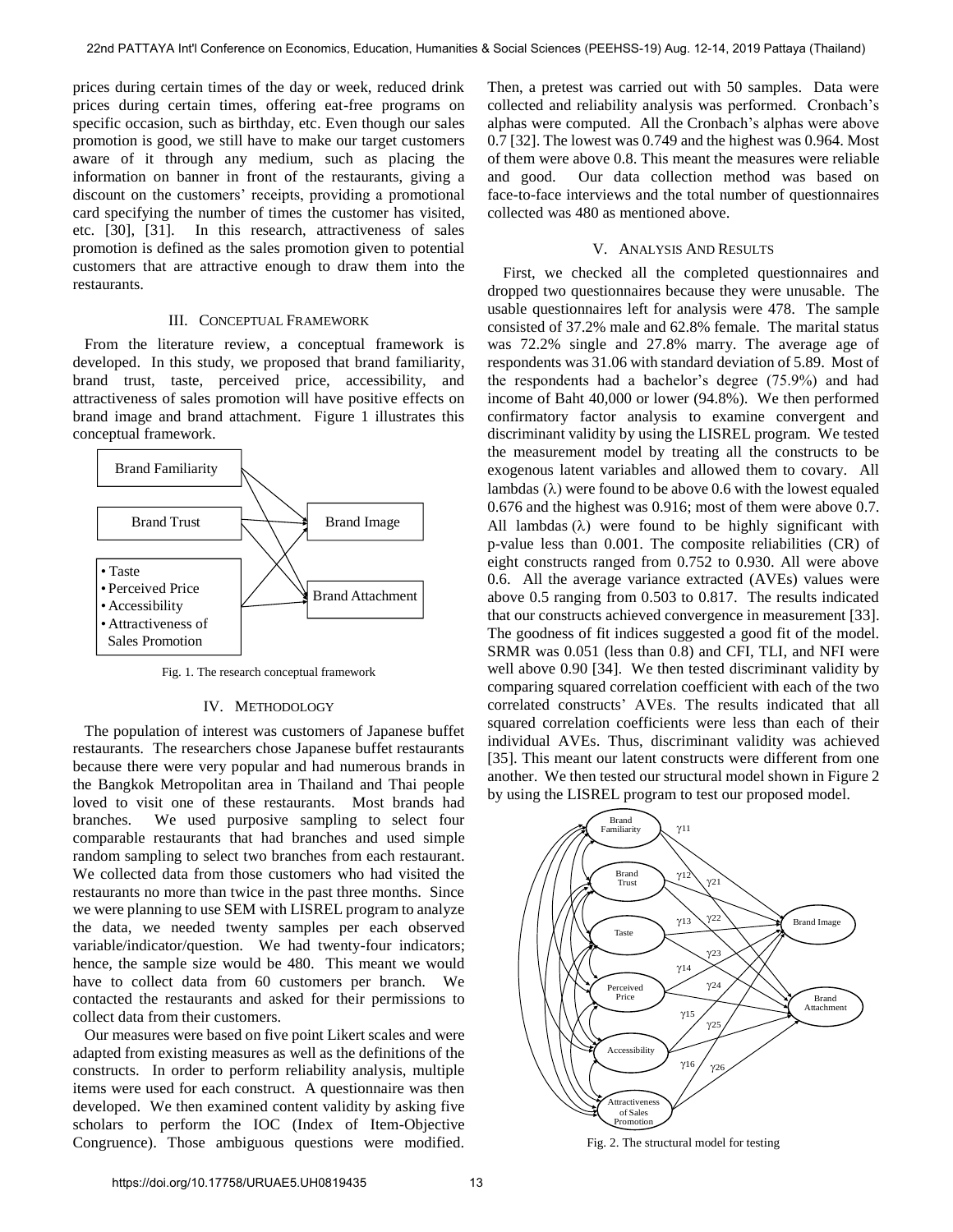prices during certain times of the day or week, reduced drink prices during certain times, offering eat-free programs on specific occasion, such as birthday, etc. Even though our sales promotion is good, we still have to make our target customers aware of it through any medium, such as placing the information on banner in front of the restaurants, giving a discount on the customers' receipts, providing a promotional card specifying the number of times the customer has visited, etc. [30], [31]. In this research, attractiveness of sales promotion is defined as the sales promotion given to potential customers that are attractive enough to draw them into the restaurants.

## III. Conceptual Framework

From the literature review, a conceptual framework is developed. In this study, we proposed that brand familiarity, brand trust, taste, perceived price, accessibility, and attractiveness of sales promotion will have positive effects on brand image and brand attachment. Figure 1 illustrates this conceptual framework.

Fig. 1. The research conceptual framework

## IV. Methodology

The population of interest was customers of Japanese buffet restaurants. The researchers chose Japanese buffet restaurants because there were very popular and had numerous brands in the Bangkok Metropolitan area in Thailand and Thai people loved to visit one of these restaurants. Most brands had branches. We used purposive sampling to select four comparable restaurants that had branches and used simple random sampling to select two branches from each restaurant. We collected data from those customers who had visited the restaurants no more than twice in the past three months. Since we were planning to use SEM with LISREL program to analyze the data, we needed twenty samples per each observed variable/indicator/question. We had twenty-four indicators; hence, the sample size would be 480. This meant we would have to collect data from 60 customers per branch. We contacted the restaurants and asked for their permissions to collect data from their customers.

Our measures were based on five point Likert scales and were adapted from existing measures as well as the definitions of the constructs. In order to perform reliability analysis, multiple items were used for each construct. A questionnaire was then developed. We then examined content validity by asking five scholars to perform the IOC (Index of Item-Objective Congruence). Those ambiguous questions were modified. Then, a pretest was carried out with 50 samples. Data were collected and reliability analysis was performed. Cronbach's alphas were computed. All the Cronbach's alphas were above 0.7 [32]. The lowest was 0.749 and the highest was 0.964. Most of them were above 0.8. This meant the measures were reliable and good. Our data collection method was based on face-to-face interviews and the total number of questionnaires collected was 480 as mentioned above.

## V. Analysis And Results

First, we checked all the completed questionnaires and dropped two questionnaires because they were unusable. The usable questionnaires left for analysis were 478. The sample consisted of 37.2% male and 62.8% female. The marital status was 72.2% single and 27.8% marry. The average age of respondents was 31.06 with standard deviation of 5.89. Most of the respondents had a bachelor's degree (75.9%) and had income of Baht 40,000 or lower (94.8%). We then performed confirmatory factor analysis to examine convergent and discriminant validity by using the LISREL program. We tested the measurement model by treating all the constructs to be exogenous latent variables and allowed them to covary. All lambdas ($\lambda$) were found to be above 0.6 with the lowest equaled 0.676 and the highest was 0.916; most of them were above 0.7. All lambdas ($\lambda$) were found to be highly significant with p-value less than 0.001. The composite reliabilities (CR) of eight constructs ranged from 0.752 to 0.930. All were above 0.6. All the average variance extracted (AVEs) values were above 0.5 ranging from 0.503 to 0.817. The results indicated that our constructs achieved convergence in measurement [33]. The goodness of fit indices suggested a good fit of the model. SRMR was 0.051 (less than 0.8) and CFI, TLI, and NFI were well above 0.90 [34]. We then tested discriminant validity by comparing squared correlation coefficient with each of the two correlated constructs' AVEs. The results indicated that all squared correlation coefficients were less than each of their individual AVEs. Thus, discriminant validity was achieved [35]. This meant our latent constructs were different from one another. We then tested our structural model shown in Figure 2 by using the LISREL program to test our proposed model.

Fig. 2. The structural model for testing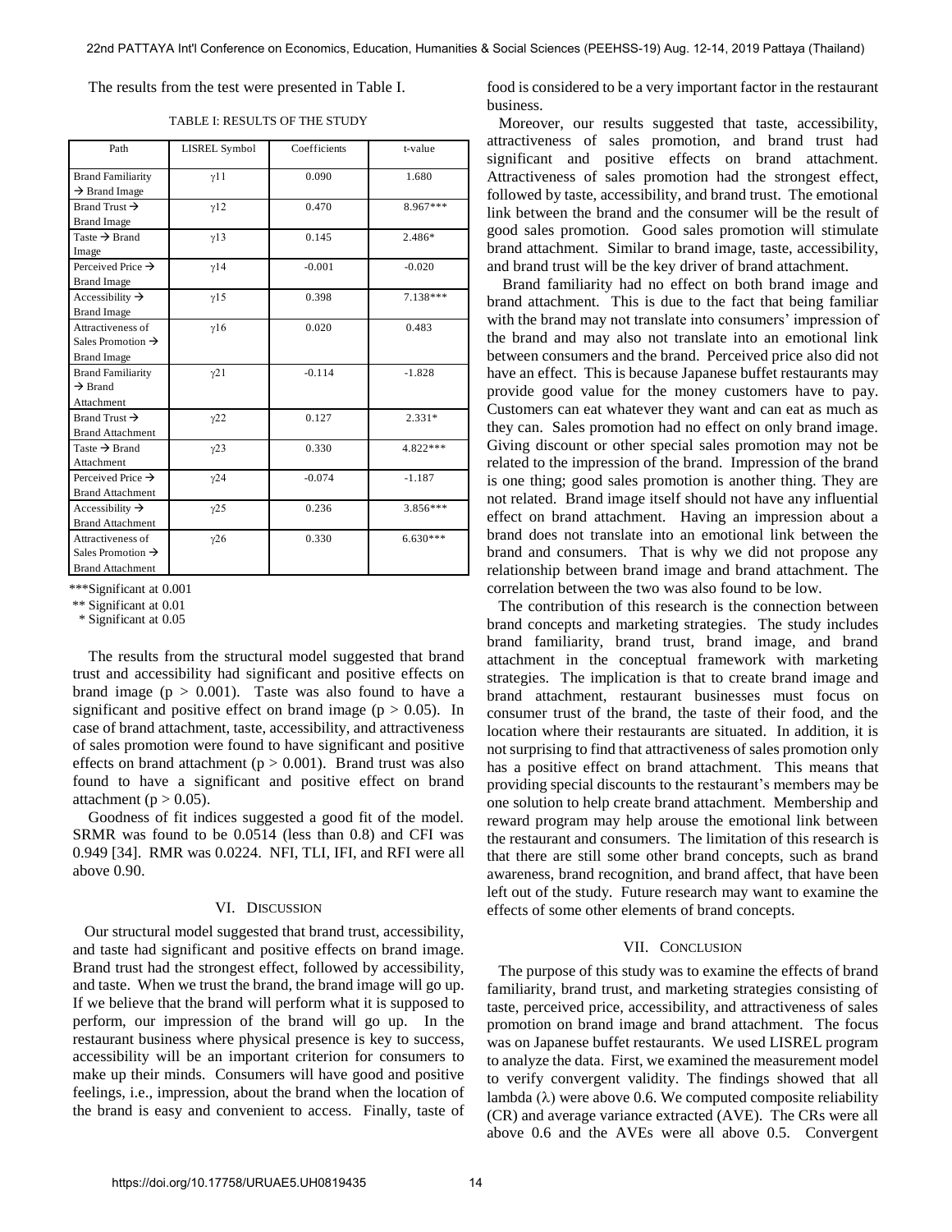The results from the test were presented in Table I.

TABLE I: RESULTS OF THE STUDY

| Path | LISREL Symbol | Coefficients | t-value |
|---|---|---|---|
| Brand Familiarity → Brand Image | $\gamma 11$ | 0.090 | 1.680 |
| Brand Trust → Brand Image | $\gamma 12$ | 0.470 | 8.967*** |
| Taste → Brand Image | $\gamma 13$ | 0.145 | 2.486* |
| Perceived Price → Brand Image | $\gamma 14$ | -0.001 | -0.020 |
| Accessibility → Brand Image | $\gamma 15$ | 0.398 | 7.138*** |
| Attractiveness of Sales Promotion → Brand Image | $\gamma 16$ | 0.020 | 0.483 |
| Brand Familiarity → Brand Attachment | $\gamma 21$ | -0.114 | -1.828 |
| Brand Trust → Brand Attachment | $\gamma 22$ | 0.127 | 2.331* |
| Taste → Brand Attachment | $\gamma 23$ | 0.330 | 4.822*** |
| Perceived Price → Brand Attachment | $\gamma 24$ | -0.074 | -1.187 |
| Accessibility → Brand Attachment | $\gamma 25$ | 0.236 | 3.856*** |
| Attractiveness of Sales Promotion → Brand Attachment | $\gamma 26$ | 0.330 | 6.630*** |

***Significant at 0.001

** Significant at 0.01

* Significant at 0.05

The results from the structural model suggested that brand trust and accessibility had significant and positive effects on brand image ($p > 0.001$). Taste was also found to have a significant and positive effect on brand image ($p > 0.05$). In case of brand attachment, taste, accessibility, and attractiveness of sales promotion were found to have significant and positive effects on brand attachment ($p > 0.001$). Brand trust was also found to have a significant and positive effect on brand attachment ($p > 0.05$).

Goodness of fit indices suggested a good fit of the model. SRMR was found to be 0.0514 (less than 0.8) and CFI was 0.949 [34]. RMR was 0.0224. NFI, TLI, IFI, and RFI were all above 0.90.

## VI. Discussion

Our structural model suggested that brand trust, accessibility, and taste had significant and positive effects on brand image. Brand trust had the strongest effect, followed by accessibility, and taste. When we trust the brand, the brand image will go up. If we believe that the brand will perform what it is supposed to perform, our impression of the brand will go up. In the restaurant business where physical presence is key to success, accessibility will be an important criterion for consumers to make up their minds. Consumers will have good and positive feelings, i.e., impression, about the brand when the location of the brand is easy and convenient to access. Finally, taste of food is considered to be a very important factor in the restaurant business.

Moreover, our results suggested that taste, accessibility, attractiveness of sales promotion, and brand trust had significant and positive effects on brand attachment. Attractiveness of sales promotion had the strongest effect, followed by taste, accessibility, and brand trust. The emotional link between the brand and the consumer will be the result of good sales promotion. Good sales promotion will stimulate brand attachment. Similar to brand image, taste, accessibility, and brand trust will be the key driver of brand attachment.

Brand familiarity had no effect on both brand image and brand attachment. This is due to the fact that being familiar with the brand may not translate into consumers' impression of the brand and may also not translate into an emotional link between consumers and the brand. Perceived price also did not have an effect. This is because Japanese buffet restaurants may provide good value for the money customers have to pay. Customers can eat whatever they want and can eat as much as they can. Sales promotion had no effect on only brand image. Giving discount or other special sales promotion may not be related to the impression of the brand. Impression of the brand is one thing; good sales promotion is another thing. They are not related. Brand image itself should not have any influential effect on brand attachment. Having an impression about a brand does not translate into an emotional link between the brand and consumers. That is why we did not propose any relationship between brand image and brand attachment. The correlation between the two was also found to be low.

The contribution of this research is the connection between brand concepts and marketing strategies. The study includes brand familiarity, brand trust, brand image, and brand attachment in the conceptual framework with marketing strategies. The implication is that to create brand image and brand attachment, restaurant businesses must focus on consumer trust of the brand, the taste of their food, and the location where their restaurants are situated. In addition, it is not surprising to find that attractiveness of sales promotion only has a positive effect on brand attachment. This means that providing special discounts to the restaurant's members may be one solution to help create brand attachment. Membership and reward program may help arouse the emotional link between the restaurant and consumers. The limitation of this research is that there are still some other brand concepts, such as brand awareness, brand recognition, and brand affect, that have been left out of the study. Future research may want to examine the effects of some other elements of brand concepts.

## VII. Conclusion

The purpose of this study was to examine the effects of brand familiarity, brand trust, and marketing strategies consisting of taste, perceived price, accessibility, and attractiveness of sales promotion on brand image and brand attachment. The focus was on Japanese buffet restaurants. We used LISREL program to analyze the data. First, we examined the measurement model to verify convergent validity. The findings showed that all lambda ($\lambda$) were above 0.6. We computed composite reliability (CR) and average variance extracted (AVE). The CRs were all above 0.6 and the AVEs were all above 0.5. Convergent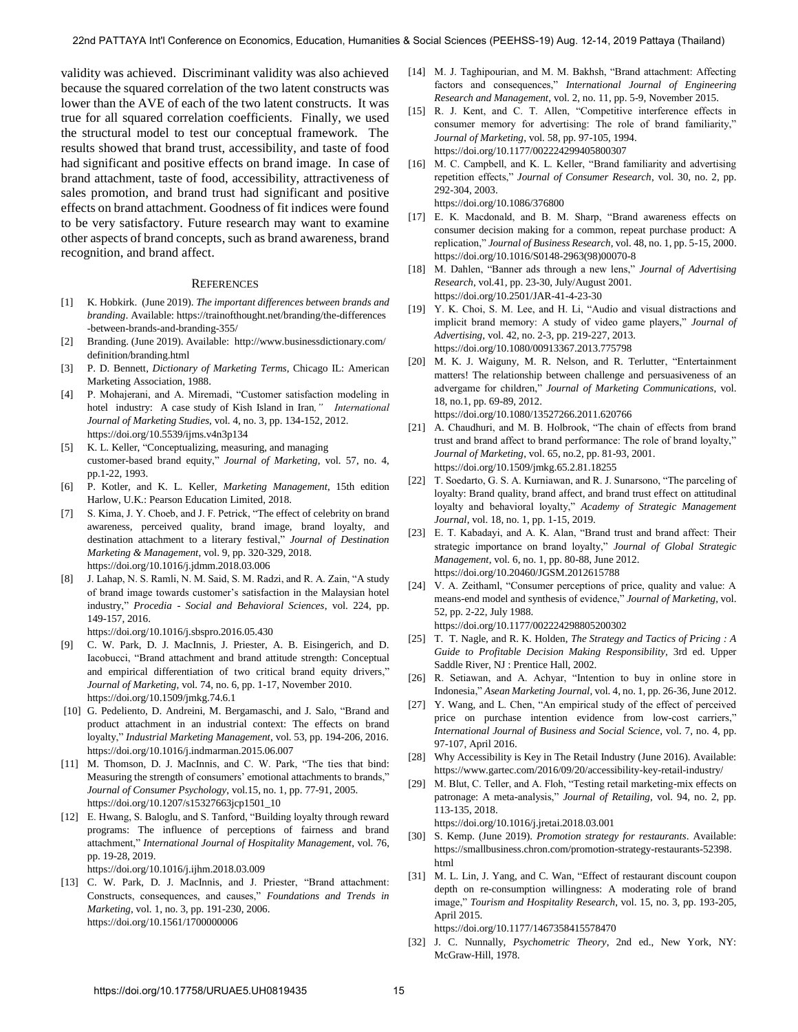validity was achieved. Discriminant validity was also achieved because the squared correlation of the two latent constructs was lower than the AVE of each of the two latent constructs. It was true for all squared correlation coefficients. Finally, we used the structural model to test our conceptual framework. The results showed that brand trust, accessibility, and taste of food had significant and positive effects on brand image. In case of brand attachment, taste of food, accessibility, attractiveness of sales promotion, and brand trust had significant and positive effects on brand attachment. Goodness of fit indices were found to be very satisfactory. Future research may want to examine other aspects of brand concepts, such as brand awareness, brand recognition, and brand affect.

## References

[1] K. Hobkirk. (June 2019). *The important differences between brands and branding*. Available: https://trainofthought.net/branding/the-differences-between-brands-and-branding-355/

[2] Branding. (June 2019). Available: http://www.businessdictionary.com/definition/branding.html

[3] P. D. Bennett, *Dictionary of Marketing Terms*, Chicago IL: American Marketing Association, 1988.

[4] P. Mohajerani, and A. Miremadi, "Customer satisfaction modeling in hotel industry: A case study of Kish Island in Iran," *International Journal of Marketing Studies*, vol. 4, no. 3, pp. 134-152, 2012. https://doi.org/10.5539/ijms.v4n3p134

[5] K. L. Keller, "Conceptualizing, measuring, and managing customer-based brand equity," *Journal of Marketing*, vol. 57, no. 4, pp.1-22, 1993.

[6] P. Kotler, and K. L. Keller, *Marketing Management*, 15th edition Harlow, U.K.: Pearson Education Limited, 2018.

[7] S. Kima, J. Y. Choeb, and J. F. Petrick, "The effect of celebrity on brand awareness, perceived quality, brand image, brand loyalty, and destination attachment to a literary festival," *Journal of Destination Marketing & Management*, vol. 9, pp. 320-329, 2018. https://doi.org/10.1016/j.jdmm.2018.03.006

[8] J. Lahap, N. S. Ramli, N. M. Said, S. M. Radzi, and R. A. Zain, "A study of brand image towards customer's satisfaction in the Malaysian hotel industry," *Procedia - Social and Behavioral Sciences*, vol. 224, pp. 149-157, 2016. https://doi.org/10.1016/j.sbspro.2016.05.430

[9] C. W. Park, D. J. MacInnis, J. Priester, A. B. Eisingerich, and D. Iacobucci, "Brand attachment and brand attitude strength: Conceptual and empirical differentiation of two critical brand equity drivers," *Journal of Marketing*, vol. 74, no. 6, pp. 1-17, November 2010. https://doi.org/10.1509/jmkg.74.6.1

[10] G. Pedeliento, D. Andreini, M. Bergamaschi, and J. Salo, "Brand and product attachment in an industrial context: The effects on brand loyalty," *Industrial Marketing Management*, vol. 53, pp. 194-206, 2016. https://doi.org/10.1016/j.indmarman.2015.06.007

[11] M. Thomson, D. J. MacInnis, and C. W. Park, "The ties that bind: Measuring the strength of consumers' emotional attachments to brands," *Journal of Consumer Psychology*, vol.15, no. 1, pp. 77-91, 2005. https://doi.org/10.1207/s15327663jcp1501_10

[12] E. Hwang, S. Baloglu, and S. Tanford, "Building loyalty through reward programs: The influence of perceptions of fairness and brand attachment," *International Journal of Hospitality Management*, vol. 76, pp. 19-28, 2019. https://doi.org/10.1016/j.ijhm.2018.03.009

[13] C. W. Park, D. J. MacInnis, and J. Priester, "Brand attachment: Constructs, consequences, and causes," *Foundations and Trends in Marketing*, vol. 1, no. 3, pp. 191-230, 2006. https://doi.org/10.1561/1700000006

[14] M. J. Taghipourian, and M. M. Bakhsh, "Brand attachment: Affecting factors and consequences," *International Journal of Engineering Research and Management*, vol. 2, no. 11, pp. 5-9, November 2015.

[15] R. J. Kent, and C. T. Allen, "Competitive interference effects in consumer memory for advertising: The role of brand familiarity," *Journal of Marketing*, vol. 58, pp. 97-105, 1994. https://doi.org/10.1177/002224299405800307

[16] M. C. Campbell, and K. L. Keller, "Brand familiarity and advertising repetition effects," *Journal of Consumer Research*, vol. 30, no. 2, pp. 292-304, 2003. https://doi.org/10.1086/376800

[17] E. K. Macdonald, and B. M. Sharp, "Brand awareness effects on consumer decision making for a common, repeat purchase product: A replication," *Journal of Business Research*, vol. 48, no. 1, pp. 5-15, 2000. https://doi.org/10.1016/S0148-2963(98)00070-8

[18] M. Dahlen, "Banner ads through a new lens," *Journal of Advertising Research*, vol.41, pp. 23-30, July/August 2001. https://doi.org/10.2501/JAR-41-4-23-30

[19] Y. K. Choi, S. M. Lee, and H. Li, "Audio and visual distractions and implicit brand memory: A study of video game players," *Journal of Advertising*, vol. 42, no. 2-3, pp. 219-227, 2013. https://doi.org/10.1080/00913367.2013.775798

[20] M. K. J. Waiguny, M. R. Nelson, and R. Terlutter, "Entertainment matters! The relationship between challenge and persuasiveness of an advergame for children," *Journal of Marketing Communications*, vol. 18, no.1, pp. 69-89, 2012. https://doi.org/10.1080/13527266.2011.620766

[21] A. Chaudhuri, and M. B. Holbrook, "The chain of effects from brand trust and brand affect to brand performance: The role of brand loyalty," *Journal of Marketing*, vol. 65, no.2, pp. 81-93, 2001. https://doi.org/10.1509/jmkg.65.2.81.18255

[22] T. Soedarto, G. S. A. Kurniawan, and R. J. Sunarsono, "The parceling of loyalty: Brand quality, brand affect, and brand trust effect on attitudinal loyalty and behavioral loyalty," *Academy of Strategic Management Journal*, vol. 18, no. 1, pp. 1-15, 2019.

[23] E. T. Kabadayi, and A. K. Alan, "Brand trust and brand affect: Their strategic importance on brand loyalty," *Journal of Global Strategic Management*, vol. 6, no. 1, pp. 80-88, June 2012. https://doi.org/10.20460/JGSM.2012615788

[24] V. A. Zeithaml, "Consumer perceptions of price, quality and value: A means-end model and synthesis of evidence," *Journal of Marketing*, vol. 52, pp. 2-22, July 1988. https://doi.org/10.1177/002224298805200302

[25] T. T. Nagle, and R. K. Holden, *The Strategy and Tactics of Pricing : A Guide to Profitable Decision Making Responsibility*, 3rd ed. Upper Saddle River, NJ : Prentice Hall, 2002.

[26] R. Setiawan, and A. Achyar, "Intention to buy in online store in Indonesia," *Asean Marketing Journal*, vol. 4, no. 1, pp. 26-36, June 2012.

[27] Y. Wang, and L. Chen, "An empirical study of the effect of perceived price on purchase intention evidence from low-cost carriers," *International Journal of Business and Social Science*, vol. 7, no. 4, pp. 97-107, April 2016.

[28] Why Accessibility is Key in The Retail Industry (June 2016). Available: https://www.gartec.com/2016/09/20/accessibility-key-retail-industry/

[29] M. Blut, C. Teller, and A. Floh, "Testing retail marketing-mix effects on patronage: A meta-analysis," *Journal of Retailing*, vol. 94, no. 2, pp. 113-135, 2018. https://doi.org/10.1016/j.jretai.2018.03.001

[30] S. Kemp. (June 2019). *Promotion strategy for restaurants*. Available: https://smallbusiness.chron.com/promotion-strategy-restaurants-52398.html

[31] M. L. Lin, J. Yang, and C. Wan, "Effect of restaurant discount coupon depth on re-consumption willingness: A moderating role of brand image," *Tourism and Hospitality Research*, vol. 15, no. 3, pp. 193-205, April 2015. https://doi.org/10.1177/1467358415578470

[32] J. C. Nunnally, *Psychometric Theory*, 2nd ed., New York, NY: McGraw-Hill, 1978.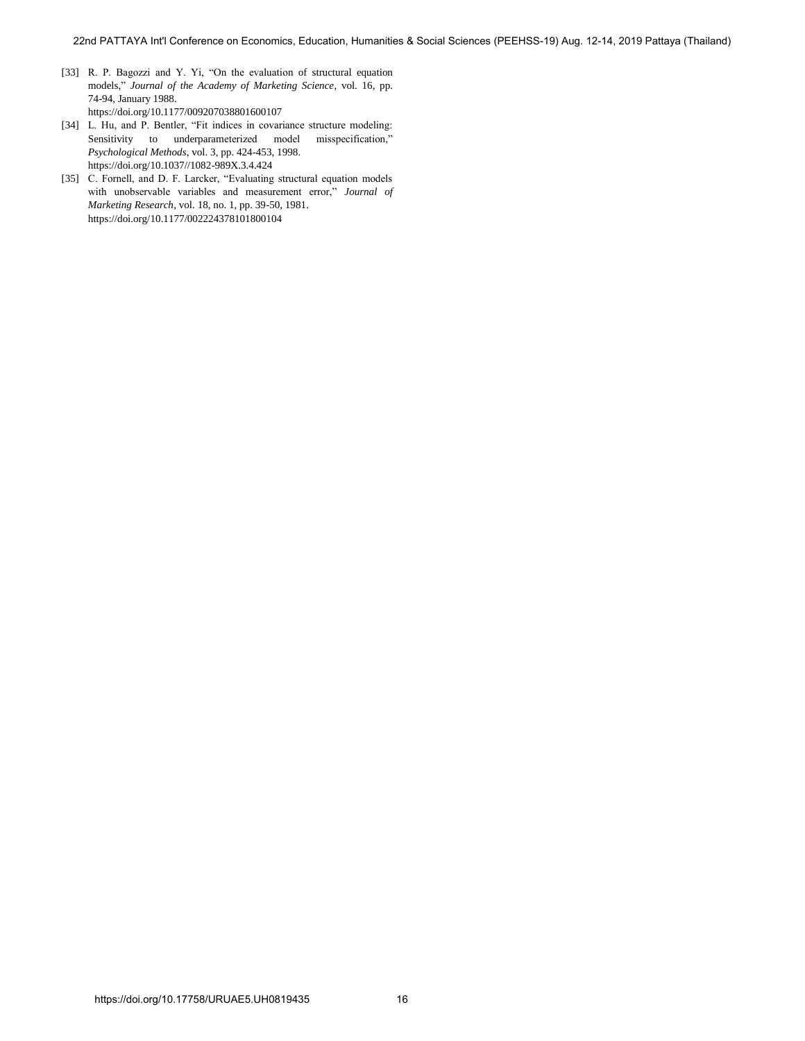[33] R. P. Bagozzi and Y. Yi, "On the evaluation of structural equation models," *Journal of the Academy of Marketing Science*, vol. 16, pp. 74-94, January 1988.
https://doi.org/10.1177/009207038801600107

[34] L. Hu, and P. Bentler, "Fit indices in covariance structure modeling: Sensitivity to underparameterized model misspecification," *Psychological Methods*, vol. 3, pp. 424-453, 1998.
https://doi.org/10.1037//1082-989X.3.4.424

[35] C. Fornell, and D. F. Larcker, "Evaluating structural equation models with unobservable variables and measurement error," *Journal of Marketing Research*, vol. 18, no. 1, pp. 39-50, 1981.
https://doi.org/10.1177/002224378101800104